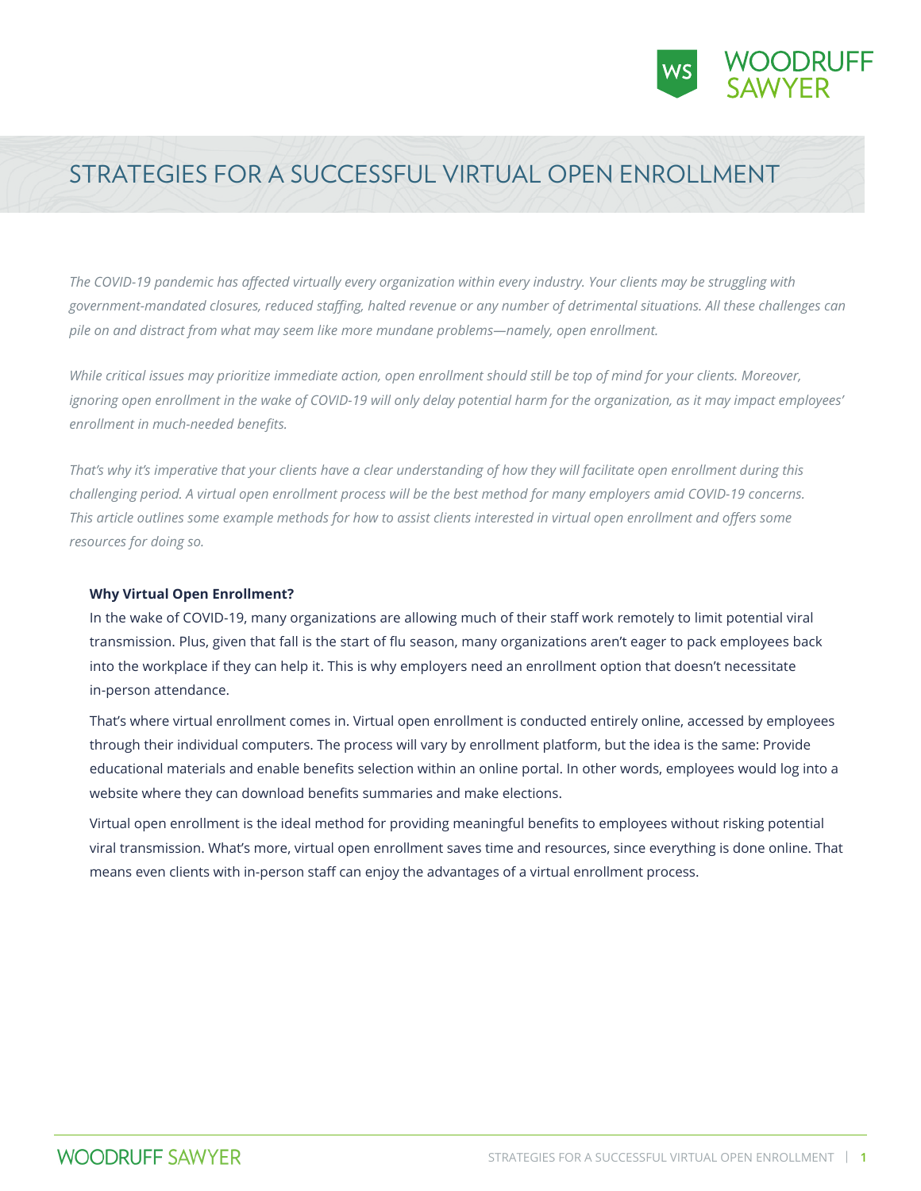# STRATEGIES FOR A SUCCESSFUL VIRTUAL OPEN ENROLLMENT

*The COVID-19 pandemic has affected virtually every organization within every industry. Your clients may be struggling with government-mandated closures, reduced staffing, halted revenue or any number of detrimental situations. All these challenges can pile on and distract from what may seem like more mundane problems—namely, open enrollment.*

*While critical issues may prioritize immediate action, open enrollment should still be top of mind for your clients. Moreover, ignoring open enrollment in the wake of COVID-19 will only delay potential harm for the organization, as it may impact employees' enrollment in much-needed benefits.*

*That's why it's imperative that your clients have a clear understanding of how they will facilitate open enrollment during this challenging period. A virtual open enrollment process will be the best method for many employers amid COVID-19 concerns. This article outlines some example methods for how to assist clients interested in virtual open enrollment and offers some resources for doing so.*

**Why Virtual Open Enrollment?**

In the wake of COVID-19, many organizations are allowing much of their staff work remotely to limit potential viral transmission. Plus, given that fall is the start of flu season, many organizations aren't eager to pack employees back into the workplace if they can help it. This is why employers need an enrollment option that doesn't necessitate in-person attendance.

That's where virtual enrollment comes in. Virtual open enrollment is conducted entirely online, accessed by employees through their individual computers. The process will vary by enrollment platform, but the idea is the same: Provide educational materials and enable benefits selection within an online portal. In other words, employees would log into a website where they can download benefits summaries and make elections.

Virtual open enrollment is the ideal method for providing meaningful benefits to employees without risking potential viral transmission. What's more, virtual open enrollment saves time and resources, since everything is done online. That means even clients with in-person staff can enjoy the advantages of a virtual enrollment process.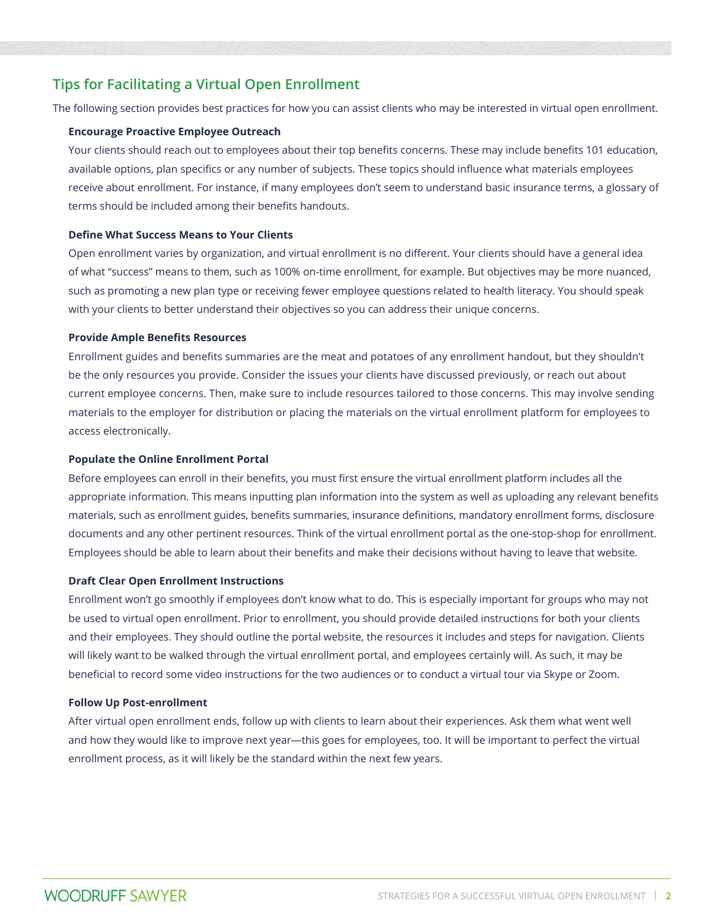## Tips for Facilitating a Virtual Open Enrollment

The following section provides best practices for how you can assist clients who may be interested in virtual open enrollment.

**Encourage Proactive Employee Outreach**

Your clients should reach out to employees about their top benefits concerns. These may include benefits 101 education, available options, plan specifics or any number of subjects. These topics should influence what materials employees receive about enrollment. For instance, if many employees don't seem to understand basic insurance terms, a glossary of terms should be included among their benefits handouts.

**Define What Success Means to Your Clients**

Open enrollment varies by organization, and virtual enrollment is no different. Your clients should have a general idea of what "success" means to them, such as 100% on-time enrollment, for example. But objectives may be more nuanced, such as promoting a new plan type or receiving fewer employee questions related to health literacy. You should speak with your clients to better understand their objectives so you can address their unique concerns.

**Provide Ample Benefits Resources**

Enrollment guides and benefits summaries are the meat and potatoes of any enrollment handout, but they shouldn't be the only resources you provide. Consider the issues your clients have discussed previously, or reach out about current employee concerns. Then, make sure to include resources tailored to those concerns. This may involve sending materials to the employer for distribution or placing the materials on the virtual enrollment platform for employees to access electronically.

**Populate the Online Enrollment Portal**

Before employees can enroll in their benefits, you must first ensure the virtual enrollment platform includes all the appropriate information. This means inputting plan information into the system as well as uploading any relevant benefits materials, such as enrollment guides, benefits summaries, insurance definitions, mandatory enrollment forms, disclosure documents and any other pertinent resources. Think of the virtual enrollment portal as the one-stop-shop for enrollment. Employees should be able to learn about their benefits and make their decisions without having to leave that website.

**Draft Clear Open Enrollment Instructions**

Enrollment won't go smoothly if employees don't know what to do. This is especially important for groups who may not be used to virtual open enrollment. Prior to enrollment, you should provide detailed instructions for both your clients and their employees. They should outline the portal website, the resources it includes and steps for navigation. Clients will likely want to be walked through the virtual enrollment portal, and employees certainly will. As such, it may be beneficial to record some video instructions for the two audiences or to conduct a virtual tour via Skype or Zoom.

**Follow Up Post-enrollment**

After virtual open enrollment ends, follow up with clients to learn about their experiences. Ask them what went well and how they would like to improve next year—this goes for employees, too. It will be important to perfect the virtual enrollment process, as it will likely be the standard within the next few years.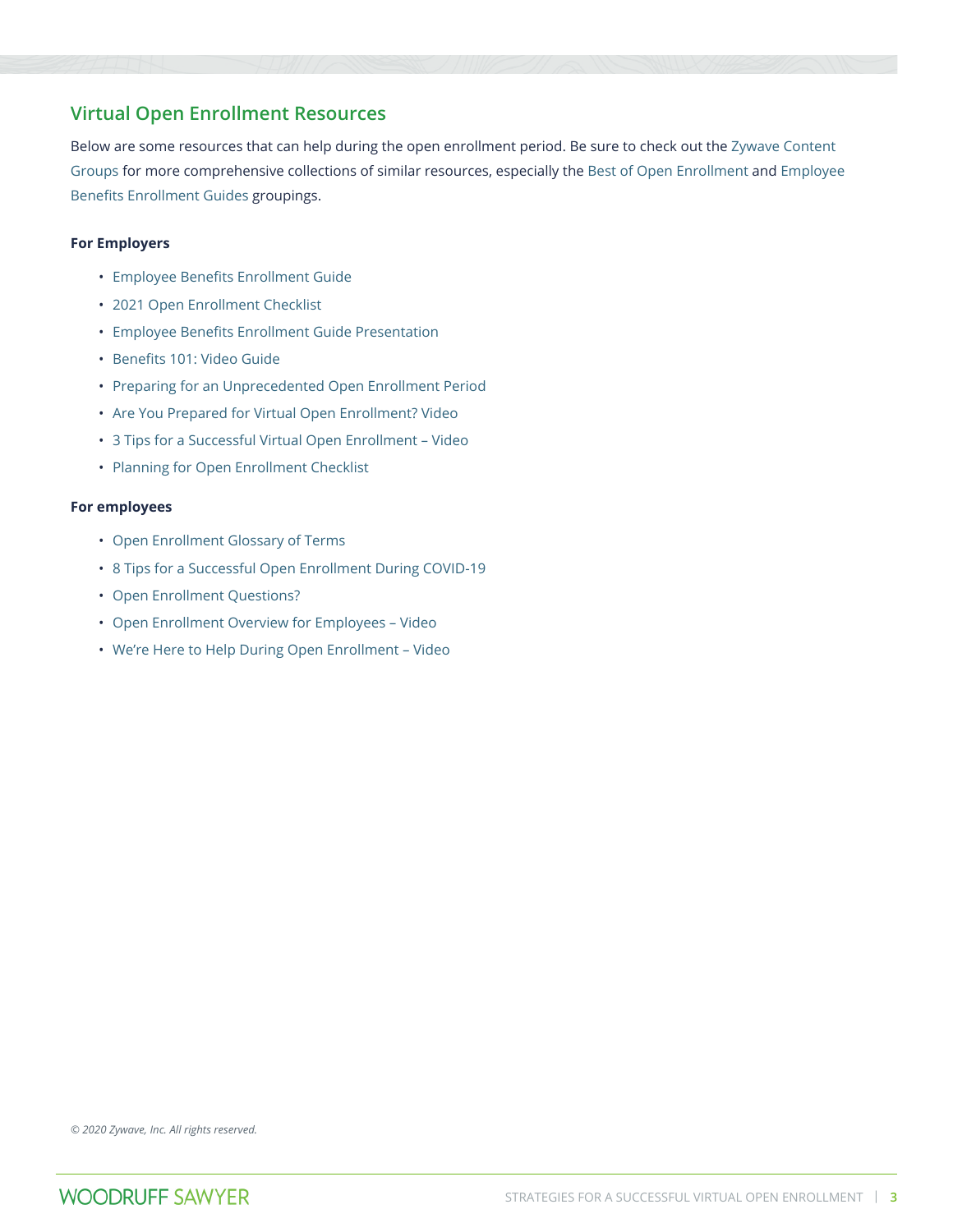## Virtual Open Enrollment Resources

Below are some resources that can help during the open enrollment period. Be sure to check out the Zywave Content Groups for more comprehensive collections of similar resources, especially the Best of Open Enrollment and Employee Benefits Enrollment Guides groupings.

**For Employers**

- Employee Benefits Enrollment Guide
- 2021 Open Enrollment Checklist
- Employee Benefits Enrollment Guide Presentation
- Benefits 101: Video Guide
- Preparing for an Unprecedented Open Enrollment Period
- Are You Prepared for Virtual Open Enrollment? Video
- 3 Tips for a Successful Virtual Open Enrollment – Video
- Planning for Open Enrollment Checklist

**For employees**

- Open Enrollment Glossary of Terms
- 8 Tips for a Successful Open Enrollment During COVID-19
- Open Enrollment Questions?
- Open Enrollment Overview for Employees – Video
- We're Here to Help During Open Enrollment – Video

*© 2020 Zywave, Inc. All rights reserved.*